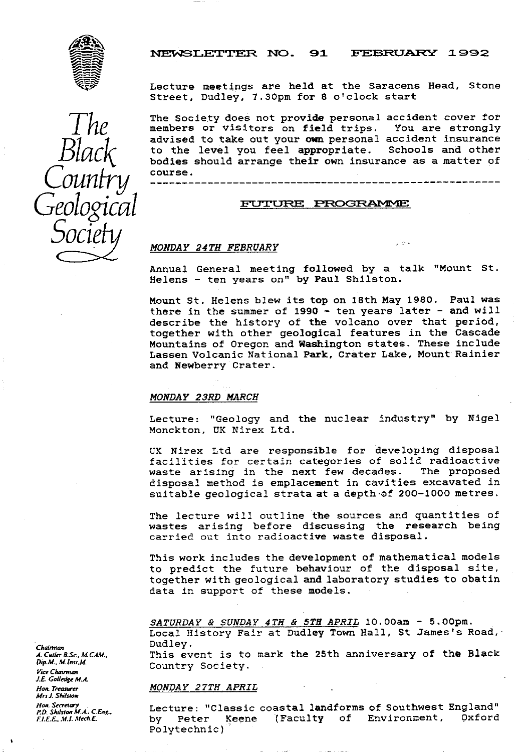# NEWSLETTER NO. 91 FEBRUARY 1992

The Black Country Geological Society

Lecture meetings are held at the Saracens Head, Stone Street, Dudley, 7.30pm for 8 o'clock start

The Society does not provide personal accident cover for members or visitors on field trips. You are strongly advised to take out your own personal accident insurance to the level you feel appropriate. Schools and other bodies should arrange their own insurance as a matter of course.

---

## FUTURE PROGRAMME

*MONDAY 24TH FEBRUARY*

Annual General meeting followed by a talk "Mount St. Helens - ten years on" by Paul Shilston.

Mount St. Helens blew its top on 18th May 1980. Paul was there in the summer of 1990 - ten years later - and will describe the history of the volcano over that period, together with other geological features in the Cascade Mountains of Oregon and Washington states. These include Lassen Volcanic National Park, Crater Lake, Mount Rainier and Newberry Crater.

*MONDAY 23RD MARCH*

Lecture: "Geology and the nuclear industry" by Nigel Monckton, UK Nirex Ltd.

UK Nirex Ltd are responsible for developing disposal facilities for certain categories of solid radioactive waste arising in the next few decades. The proposed disposal method is emplacement in cavities excavated in suitable geological strata at a depth of 200-1000 metres.

The lecture will outline the sources and quantities of wastes arising before discussing the research being carried out into radioactive waste disposal.

This work includes the development of mathematical models to predict the future behaviour of the disposal site, together with geological and laboratory studies to obatin data in support of these models.

*SATURDAY & SUNDAY 4TH & 5TH APRIL* 10.00am - 5.00pm.
Local History Fair at Dudley Town Hall, St James's Road, Dudley.
This event is to mark the 25th anniversary of the Black Country Society.

*MONDAY 27TH APRIL*

Lecture: "Classic coastal landforms of Southwest England" by Peter Keene (Faculty of Environment, Oxford Polytechnic)

*Chairman*
A. Cutler B.Sc., M.CAM., Dip.M., M.Inst.M.
*Vice Chairman*
J.E. Golledge M.A.
*Hon. Treasurer*
Mrs J. Shilston
*Hon. Secretary*
P.D. Shilston M.A., C.Eng., F.I.E.E., M.I. Mech.E.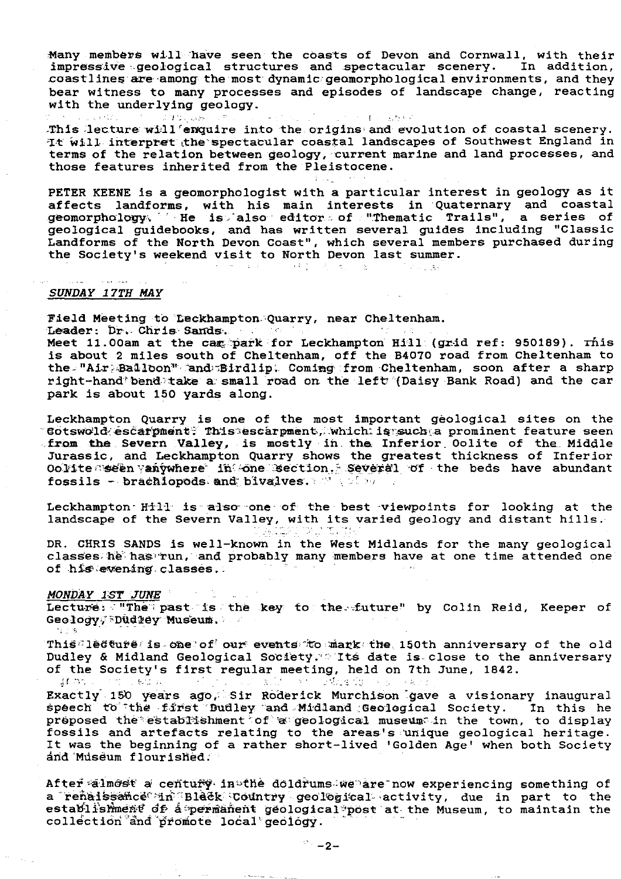Many members will have seen the coasts of Devon and Cornwall, with their impressive geological structures and spectacular scenery. In addition, coastlines are among the most dynamic geomorphological environments, and they bear witness to many processes and episodes of landscape change, reacting with the underlying geology.

This lecture will enquire into the origins and evolution of coastal scenery. It will interpret the spectacular coastal landscapes of Southwest England in terms of the relation between geology, current marine and land processes, and those features inherited from the Pleistocene.

PETER KEENE is a geomorphologist with a particular interest in geology as it affects landforms, with his main interests in Quaternary and coastal geomorphology. He is also editor of "Thematic Trails", a series of geological guidebooks, and has written several guides including "Classic Landforms of the North Devon Coast", which several members purchased during the Society's weekend visit to North Devon last summer.

*SUNDAY 17TH MAY*

Field Meeting to Leckhampton Quarry, near Cheltenham.
Leader: Dr. Chris Sands.
Meet 11.00am at the car park for Leckhampton Hill (grid ref: 950189). This is about 2 miles south of Cheltenham, off the B4070 road from Cheltenham to the "Air Balloon" and Birdlip. Coming from Cheltenham, soon after a sharp right-hand bend take a small road on the left (Daisy Bank Road) and the car park is about 150 yards along.

Leckhampton Quarry is one of the most important geological sites on the Cotswold escarpment. This escarpment, which is such a prominent feature seen from the Severn Valley, is mostly in the Inferior Oolite of the Middle Jurassic, and Leckhampton Quarry shows the greatest thickness of Inferior Oolite seen anywhere in one section. Several of the beds have abundant fossils - brachiopods and bivalves.

Leckhampton Hill is also one of the best viewpoints for looking at the landscape of the Severn Valley, with its varied geology and distant hills.

DR. CHRIS SANDS is well-known in the West Midlands for the many geological classes he has run, and probably many members have at one time attended one of his evening classes.

*MONDAY 1ST JUNE*

Lecture: "The past is the key to the future" by Colin Reid, Keeper of Geology, Dudley Museum.

This lecture is one of our events to mark the 150th anniversary of the old Dudley & Midland Geological Society. Its date is close to the anniversary of the Society's first regular meeting, held on 7th June, 1842.

Exactly 150 years ago, Sir Roderick Murchison gave a visionary inaugural speech to the first Dudley and Midland Geological Society. In this he proposed the establishment of a geological museum in the town, to display fossils and artefacts relating to the areas's unique geological heritage. It was the beginning of a rather short-lived 'Golden Age' when both Society and Museum flourished.

After almost a century in the doldrums we are now experiencing something of a renaissance in Black Country geological activity, due in part to the establishment of a permanent geological post at the Museum, to maintain the collection and promote local geology.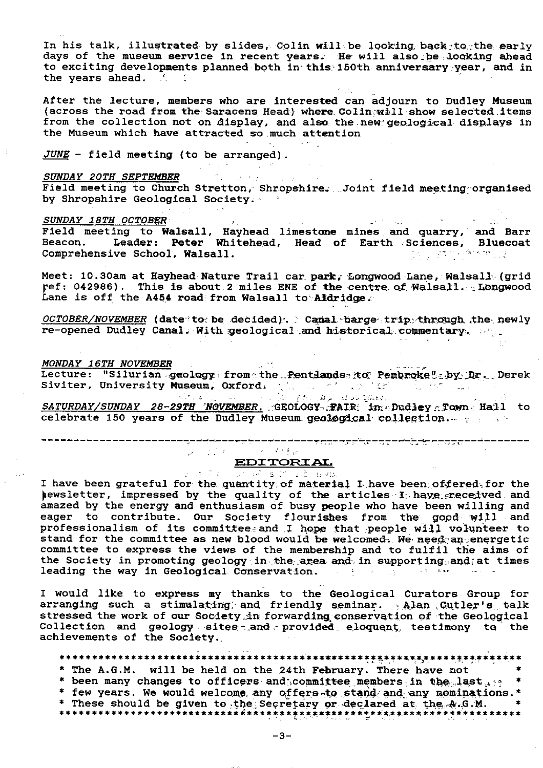In his talk, illustrated by slides, Colin will be looking back to the early days of the museum service in recent years. He will also be looking ahead to exciting developments planned both in this 150th anniversary year, and in the years ahead.

After the lecture, members who are interested can adjourn to Dudley Museum (across the road from the Saracens Head) where Colin will show selected items from the collection not on display, and also the new geological displays in the Museum which have attracted so much attention

*JUNE* - field meeting (to be arranged).

*SUNDAY 20TH SEPTEMBER*
Field meeting to Church Stretton, Shropshire. Joint field meeting organised by Shropshire Geological Society.

*SUNDAY 18TH OCTOBER*
Field meeting to Walsall, Hayhead limestone mines and quarry, and Barr Beacon. Leader: Peter Whitehead, Head of Earth Sciences, Bluecoat Comprehensive School, Walsall.

Meet: 10.30am at Hayhead Nature Trail car park, Longwood Lane, Walsall (grid ref: 042986). This is about 2 miles ENE of the centre of Walsall. Longwood Lane is off the A454 road from Walsall to Aldridge.

*OCTOBER/NOVEMBER* (date to be decided). Canal barge trip through the newly re-opened Dudley Canal. With geological and historical commentary.

*MONDAY 16TH NOVEMBER*
Lecture: "Silurian geology from the Pentlands to Pembroke" by Dr. Derek Siviter, University Museum, Oxford.

*SATURDAY/SUNDAY 28-29TH NOVEMBER.* GEOLOGY FAIR in Dudley Town Hall to celebrate 150 years of the Dudley Museum geological collection.

---

## EDITORIAL

I have been grateful for the quantity of material I have been offered for the newsletter, impressed by the quality of the articles I have received and amazed by the energy and enthusiasm of busy people who have been willing and eager to contribute. Our Society flourishes from the good will and professionalism of its committee and I hope that people will volunteer to stand for the committee as new blood would be welcomed. We need an energetic committee to express the views of the membership and to fulfil the aims of the Society in promoting geology in the area and in supporting and at times leading the way in Geological Conservation.

I would like to express my thanks to the Geological Curators Group for arranging such a stimulating and friendly seminar. Alan Cutler's talk stressed the work of our Society in forwarding conservation of the Geological Collection and geology sites and provided eloquent testimony to the achievements of the Society.

**The A.G.M. will be held on the 24th February. There have not been many changes to officers and committee members in the last few years. We would welcome any offers to stand and any nominations. These should be given to the Secretary or declared at the A.G.M.**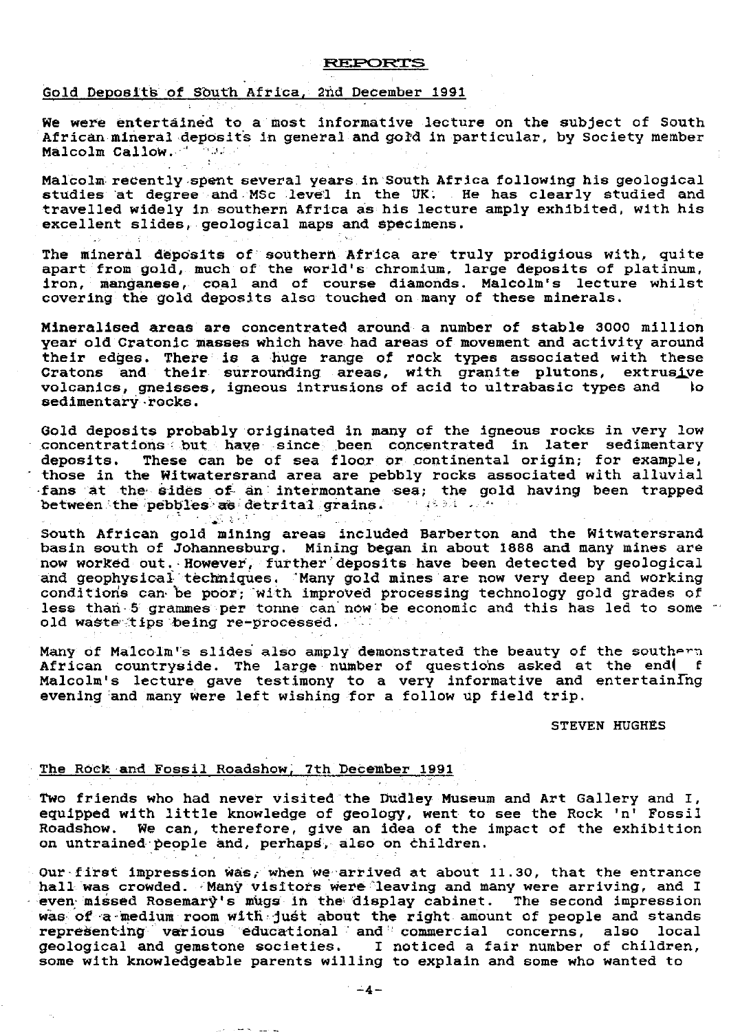## REPORTS

### Gold Deposits of South Africa, 2nd December 1991

We were entertained to a most informative lecture on the subject of South African mineral deposits in general and gold in particular, by Society member Malcolm Callow.

Malcolm recently spent several years in South Africa following his geological studies at degree and MSc level in the UK. He has clearly studied and travelled widely in southern Africa as his lecture amply exhibited, with his excellent slides, geological maps and specimens.

The mineral deposits of southern Africa are truly prodigious with, quite apart from gold, much of the world's chromium, large deposits of platinum, iron, manganese, coal and of course diamonds. Malcolm's lecture whilst covering the gold deposits also touched on many of these minerals.

Mineralised areas are concentrated around a number of stable 3000 million year old Cratonic masses which have had areas of movement and activity around their edges. There is a huge range of rock types associated with these Cratons and their surrounding areas, with granite plutons, extrusive volcanics, gneisses, igneous intrusions of acid to ultrabasic types and to sedimentary rocks.

Gold deposits probably originated in many of the igneous rocks in very low concentrations but have since been concentrated in later sedimentary deposits. These can be of sea floor or continental origin; for example, those in the Witwatersrand area are pebbly rocks associated with alluvial fans at the sides of an intermontane sea; the gold having been trapped between the pebbles as detrital grains.

South African gold mining areas included Barberton and the Witwatersrand basin south of Johannesburg. Mining began in about 1888 and many mines are now worked out. However, further deposits have been detected by geological and geophysical techniques. Many gold mines are now very deep and working conditions can be poor; with improved processing technology gold grades of less than 5 grammes per tonne can now be economic and this has led to some old waste tips being re-processed.

Many of Malcolm's slides also amply demonstrated the beauty of the southern African countryside. The large number of questions asked at the end of Malcolm's lecture gave testimony to a very informative and entertaining evening and many were left wishing for a follow up field trip.

STEVEN HUGHES

### The Rock and Fossil Roadshow, 7th December 1991

Two friends who had never visited the Dudley Museum and Art Gallery and I, equipped with little knowledge of geology, went to see the Rock 'n' Fossil Roadshow. We can, therefore, give an idea of the impact of the exhibition on untrained people and, perhaps, also on children.

Our first impression was, when we arrived at about 11.30, that the entrance hall was crowded. Many visitors were leaving and many were arriving, and I even missed Rosemary's mugs in the display cabinet. The second impression was of a medium room with just about the right amount of people and stands representing various educational and commercial concerns, also local geological and gemstone societies. I noticed a fair number of children, some with knowledgeable parents willing to explain and some who wanted to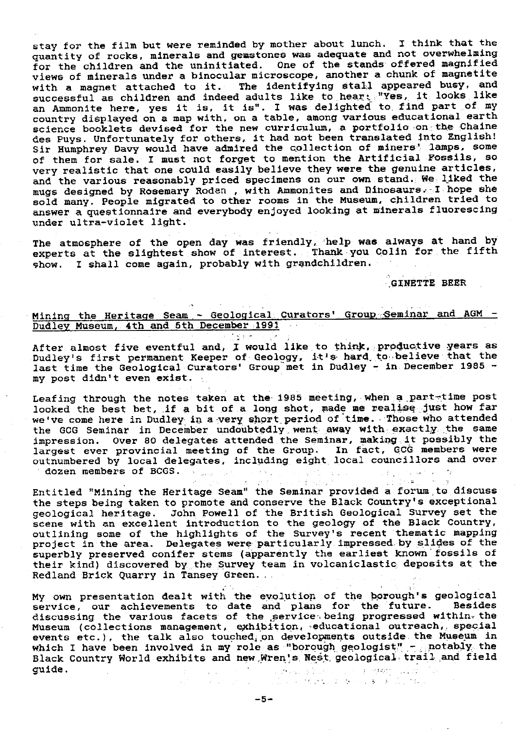stay for the film but were reminded by mother about lunch. I think that the quantity of rocks, minerals and gemstones was adequate and not overwhelming for the children and the uninitiated. One of the stands offered magnified views of minerals under a binocular microscope, another a chunk of magnetite with a magnet attached to it. The identifying stall appeared busy, and successful as children and indeed adults like to hear: "Yes, it looks like an Ammonite here, yes it is, it is". I was delighted to find part of my country displayed on a map with, on a table, among various educational earth science booklets devised for the new curriculum, a portfolio on the Chaine des Puys. Unfortunately for others, it had not been translated into English! Sir Humphrey Davy would have admired the collection of miners' lamps, some of them for sale. I must not forget to mention the Artificial Fossils, so very realistic that one could easily believe they were the genuine articles, and the various reasonably priced specimens on our own stand. We liked the mugs designed by Rosemary Roden , with Ammonites and Dinosaurs. I hope she sold many. People migrated to other rooms in the Museum, children tried to answer a questionnaire and everybody enjoyed looking at minerals fluorescing under ultra-violet light.

The atmosphere of the open day was friendly, help was always at hand by experts at the slightest show of interest. Thank you Colin for the fifth show. I shall come again, probably with grandchildren.

GINETTE BEER

## Mining the Heritage Seam - Geological Curators' Group Seminar and AGM - Dudley Museum, 4th and 5th December 1991

After almost five eventful and, I would like to think, productive years as Dudley's first permanent Keeper of Geology, it's hard to believe that the last time the Geological Curators' Group met in Dudley - in December 1985 - my post didn't even exist.

Leafing through the notes taken at the 1985 meeting, when a part-time post looked the best bet, if a bit of a long shot, made me realise just how far we've come here in Dudley in a very short period of time. Those who attended the GCG Seminar in December undoubtedly went away with exactly the same impression. Over 80 delegates attended the Seminar, making it possibly the largest ever provincial meeting of the Group. In fact, GCG members were outnumbered by local delegates, including eight local councillors and over dozen members of BCGS.

Entitled "Mining the Heritage Seam" the Seminar provided a forum to discuss the steps being taken to promote and conserve the Black Country's exceptional geological heritage. John Powell of the British Geological Survey set the scene with an excellent introduction to the geology of the Black Country, outlining some of the highlights of the Survey's recent thematic mapping project in the area. Delegates were particularly impressed by slides of the superbly preserved conifer stems (apparently the earliest known fossils of their kind) discovered by the Survey team in volcaniclastic deposits at the Redland Brick Quarry in Tansey Green.

My own presentation dealt with the evolution of the borough's geological service, our achievements to date and plans for the future. Besides discussing the various facets of the service being progressed within the Museum (collections management, exhibition, educational outreach, special events etc.), the talk also touched on developments outside the Museum in which I have been involved in my role as "borough geologist" - notably the Black Country World exhibits and new Wren's Nest geological trail and field guide.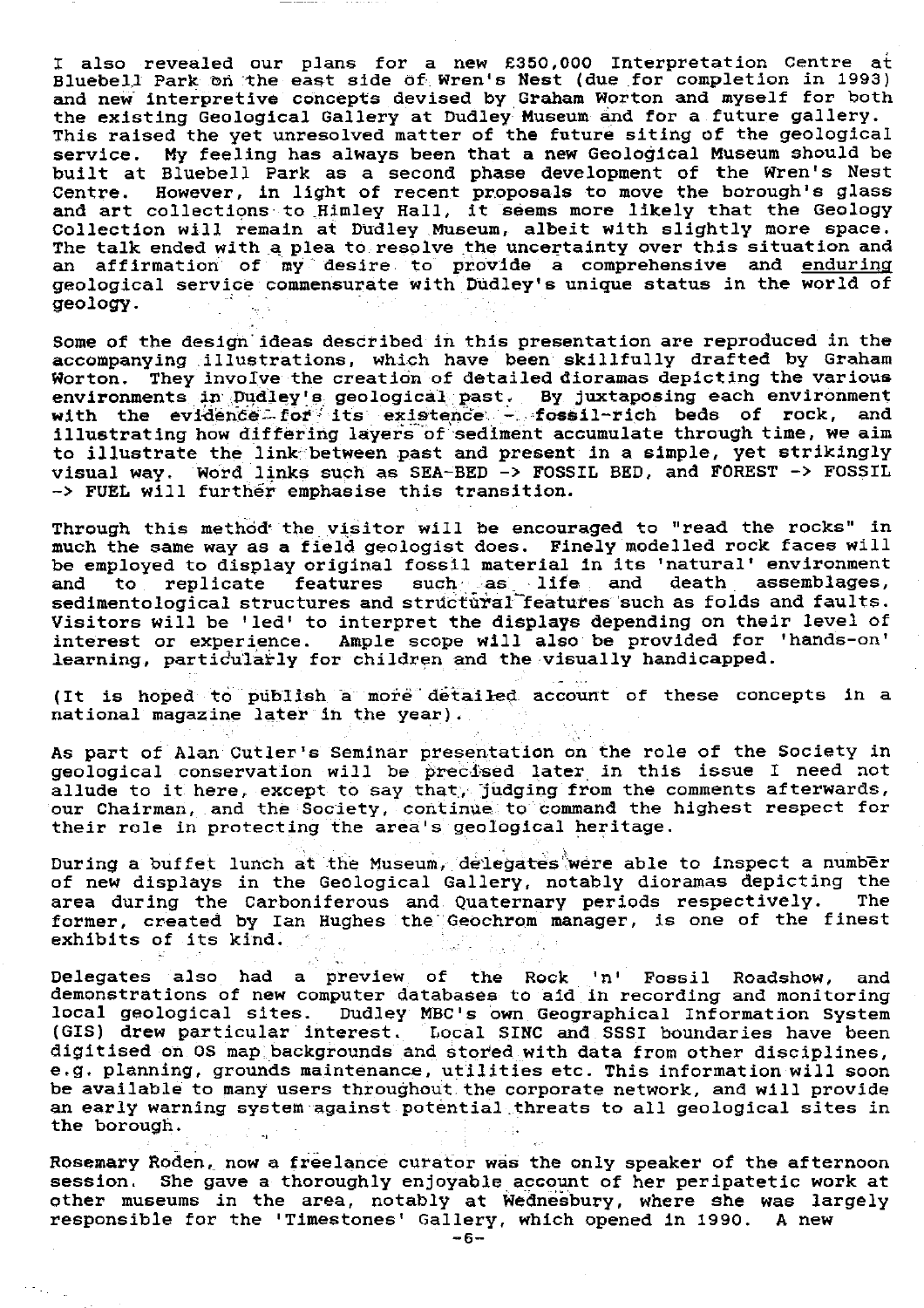I also revealed our plans for a new £350,000 Interpretation Centre at Bluebell Park on the east side of Wren's Nest (due for completion in 1993) and new interpretive concepts devised by Graham Worton and myself for both the existing Geological Gallery at Dudley Museum and for a future gallery. This raised the yet unresolved matter of the future siting of the geological service. My feeling has always been that a new Geological Museum should be built at Bluebell Park as a second phase development of the Wren's Nest Centre. However, in light of recent proposals to move the borough's glass and art collections to Himley Hall, it seems more likely that the Geology Collection will remain at Dudley Museum, albeit with slightly more space. The talk ended with a plea to resolve the uncertainty over this situation and an affirmation of my desire to provide a comprehensive and <u>enduring</u> geological service commensurate with Dudley's unique status in the world of geology.

Some of the design ideas described in this presentation are reproduced in the accompanying illustrations, which have been skillfully drafted by Graham Worton. They involve the creation of detailed dioramas depicting the various environments in Dudley's geological past. By juxtaposing each environment with the evidence for its existence - fossil-rich beds of rock, and illustrating how differing layers of sediment accumulate through time, we aim to illustrate the link between past and present in a simple, yet strikingly visual way. Word links such as SEA-BED -> FOSSIL BED, and FOREST -> FOSSIL -> FUEL will further emphasise this transition.

Through this method the visitor will be encouraged to "read the rocks" in much the same way as a field geologist does. Finely modelled rock faces will be employed to display original fossil material in its 'natural' environment and to replicate features such as life and death assemblages, sedimentological structures and structural features such as folds and faults. Visitors will be 'led' to interpret the displays depending on their level of interest or experience. Ample scope will also be provided for 'hands-on' learning, particularly for children and the visually handicapped.

(It is hoped to publish a more detailed account of these concepts in a national magazine later in the year).

As part of Alan Cutler's Seminar presentation on the role of the Society in geological conservation will be precised later in this issue I need not allude to it here, except to say that, judging from the comments afterwards, our Chairman, and the Society, continue to command the highest respect for their role in protecting the area's geological heritage.

During a buffet lunch at the Museum, delegates were able to inspect a number of new displays in the Geological Gallery, notably dioramas depicting the area during the Carboniferous and Quaternary periods respectively. The former, created by Ian Hughes the Geochrom manager, is one of the finest exhibits of its kind.

Delegates also had a preview of the Rock 'n' Fossil Roadshow, and demonstrations of new computer databases to aid in recording and monitoring local geological sites. Dudley MBC's own Geographical Information System (GIS) drew particular interest. Local SINC and SSSI boundaries have been digitised on OS map backgrounds and stored with data from other disciplines, e.g. planning, grounds maintenance, utilities etc. This information will soon be available to many users throughout the corporate network, and will provide an early warning system against potential threats to all geological sites in the borough.

Rosemary Roden, now a freelance curator was the only speaker of the afternoon session. She gave a thoroughly enjoyable account of her peripatetic work at other museums in the area, notably at Wednesbury, where she was largely responsible for the 'Timestones' Gallery, which opened in 1990. A new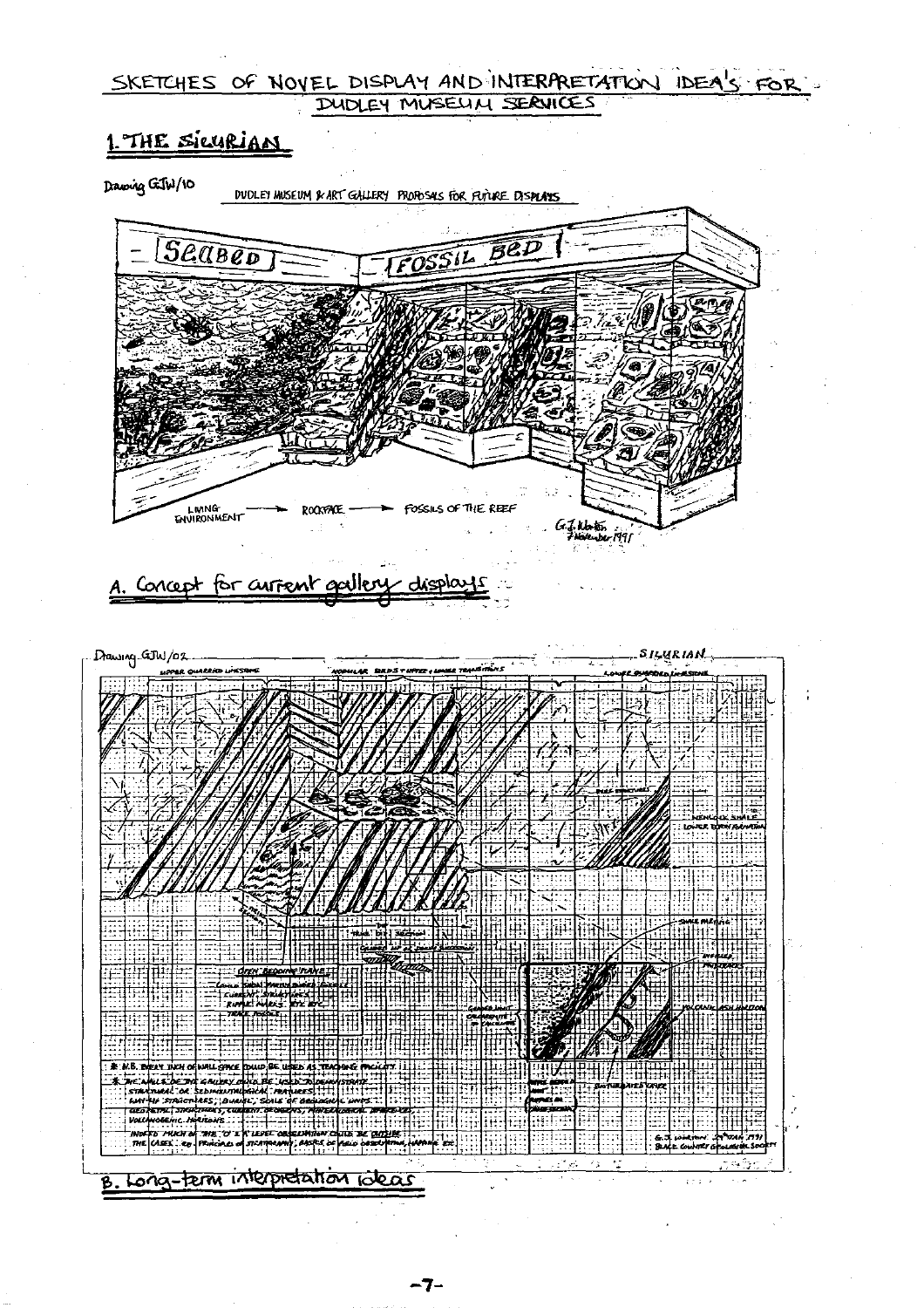# SKETCHES OF NOVEL DISPLAY AND INTERPRETATION IDEA'S FOR DUDLEY MUSEUM SERVICES

## 1. THE SILURIAN

Drawing GJW/10

DUDLEY MUSEUM & ART GALLERY PROPOSALS FOR FUTURE DISPLAYS

SEABED — FOSSIL BED

LIVING ENVIRONMENT → ROCKFACE → FOSSILS OF THE REEF

G.J. Worton 7 November 1991

A. Concept for current gallery displays

Drawing GJW/02

SILURIAN

UPPER QUARRIED LIMESTONE — NODULAR BEDS UPPER & LOWER TRANSITIONS — LOWER QUARRIED LIMESTONE

OPEN BEDDING PLANE: Large slabs with bedding planes, current structures, ripple marks etc etc, trace fossils

WENLOCK SHALE, LOWER ELTON FORMATION

SHALE PARTINGS

VOLCANIC ASH HORIZON

BIOTURBATED LAYER

* N.B. EVERY INCH OF WALL SPACE COULD BE USED AS TEACHING FACILITY

* THE WALLS OF THE GALLERY COULD BE USED TO DEMONSTRATE STRUCTURAL OR SEDIMENTOLOGICAL FEATURES, WAY-UP STRUCTURES, BURIAL, SCALE OF GEOLOGICAL UNITS, GEOMETRY, STRATIGRAPHY, CURRENT DIRECTIONS, MINERALOGICAL, VOLCANOGENIC HORIZONS

INDEED MUCH OF THE 'O' & 'A' LEVEL OBSERVATION COULD BE OUTSIDE THE CASES. eg PRINCIPLES of STRATIGRAPHY, BASICS OF FIELD OBSERVATION, MAPPING ETC.

G.J. Worton 29th Jan 1991, Black Country Geological Society

B. Long-term interpretation ideas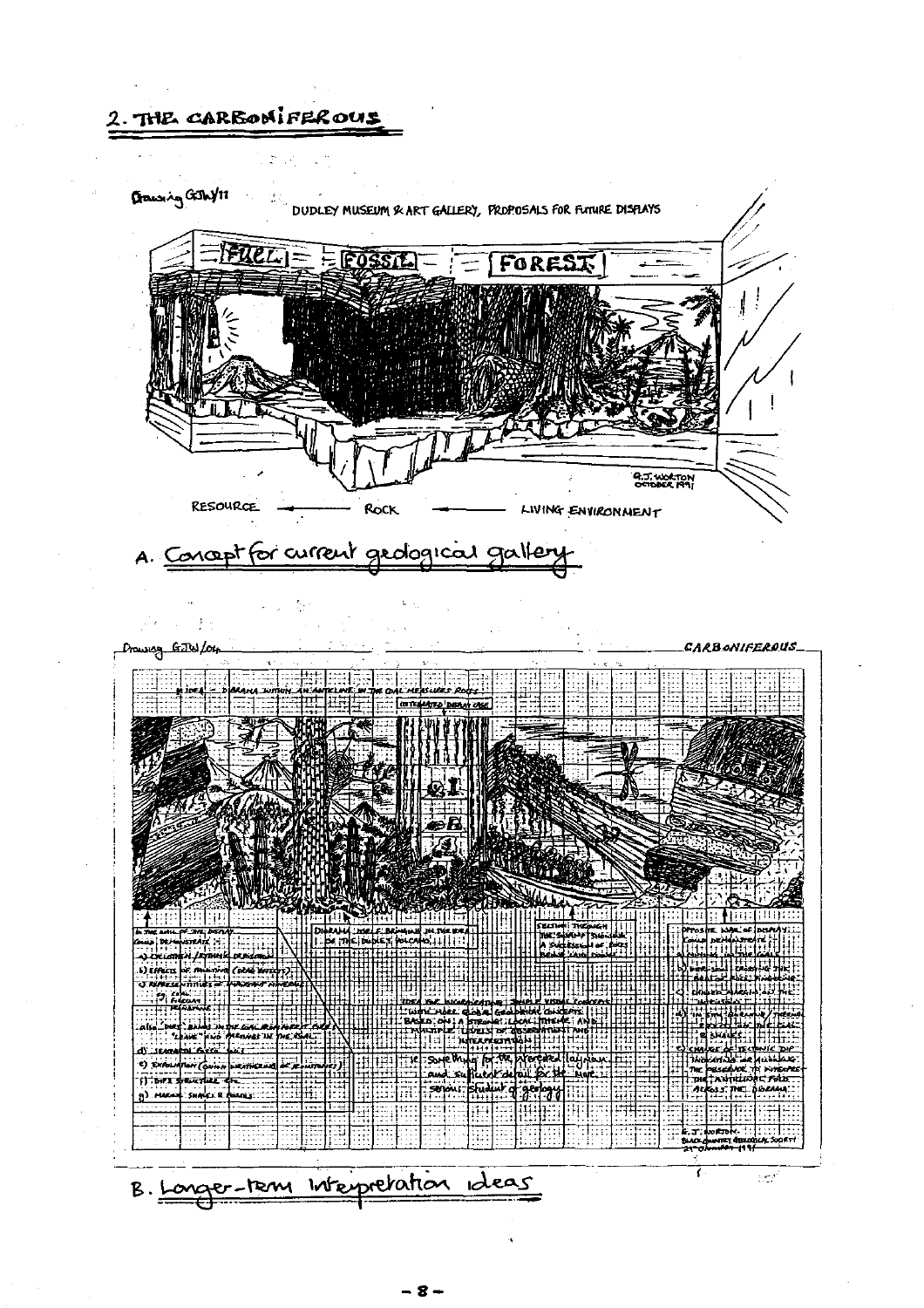## 2. THE CARBONIFEROUS

Drawing GJW/11

DUDLEY MUSEUM & ART GALLERY, PROPOSALS FOR FUTURE DISPLAYS

FUEL — FOSSIL — FOREST

G.J. WORTON OCTOBER 1991

RESOURCE ← ROCK ← LIVING ENVIRONMENT

A. Concept for current geological gallery

Drawing GJW/04 — CARBONIFEROUS

B. Longer-term Interpretation ideas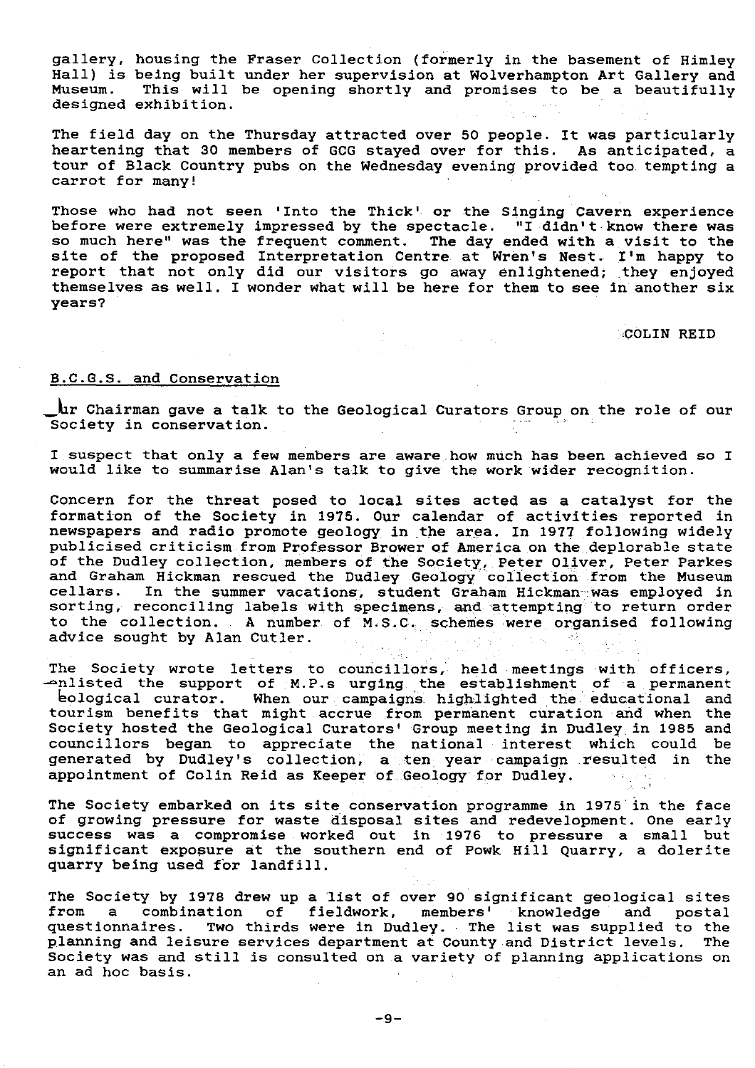gallery, housing the Fraser Collection (formerly in the basement of Himley Hall) is being built under her supervision at Wolverhampton Art Gallery and Museum. This will be opening shortly and promises to be a beautifully designed exhibition.

The field day on the Thursday attracted over 50 people. It was particularly heartening that 30 members of GCG stayed over for this. As anticipated, a tour of Black Country pubs on the Wednesday evening provided too tempting a carrot for many!

Those who had not seen 'Into the Thick' or the Singing Cavern experience before were extremely impressed by the spectacle. "I didn't know there was so much here" was the frequent comment. The day ended with a visit to the site of the proposed Interpretation Centre at Wren's Nest. I'm happy to report that not only did our visitors go away enlightened; they enjoyed themselves as well. I wonder what will be here for them to see in another six years?

COLIN REID

## B.C.G.S. and Conservation

Our Chairman gave a talk to the Geological Curators Group on the role of our Society in conservation.

I suspect that only a few members are aware how much has been achieved so I would like to summarise Alan's talk to give the work wider recognition.

Concern for the threat posed to local sites acted as a catalyst for the formation of the Society in 1975. Our calendar of activities reported in newspapers and radio promote geology in the area. In 1977 following widely publicised criticism from Professor Brower of America on the deplorable state of the Dudley collection, members of the Society, Peter Oliver, Peter Parkes and Graham Hickman rescued the Dudley Geology collection from the Museum cellars. In the summer vacations, student Graham Hickman was employed in sorting, reconciling labels with specimens, and attempting to return order to the collection. A number of M.S.C. schemes were organised following advice sought by Alan Cutler.

The Society wrote letters to councillors, held meetings with officers, enlisted the support of M.P.s urging the establishment of a permanent geological curator. When our campaigns highlighted the educational and tourism benefits that might accrue from permanent curation and when the Society hosted the Geological Curators' Group meeting in Dudley in 1985 and councillors began to appreciate the national interest which could be generated by Dudley's collection, a ten year campaign resulted in the appointment of Colin Reid as Keeper of Geology for Dudley.

The Society embarked on its site conservation programme in 1975 in the face of growing pressure for waste disposal sites and redevelopment. One early success was a compromise worked out in 1976 to pressure a small but significant exposure at the southern end of Powk Hill Quarry, a dolerite quarry being used for landfill.

The Society by 1978 drew up a list of over 90 significant geological sites from a combination of fieldwork, members' knowledge and postal questionnaires. Two thirds were in Dudley. The list was supplied to the planning and leisure services department at County and District levels. The Society was and still is consulted on a variety of planning applications on an ad hoc basis.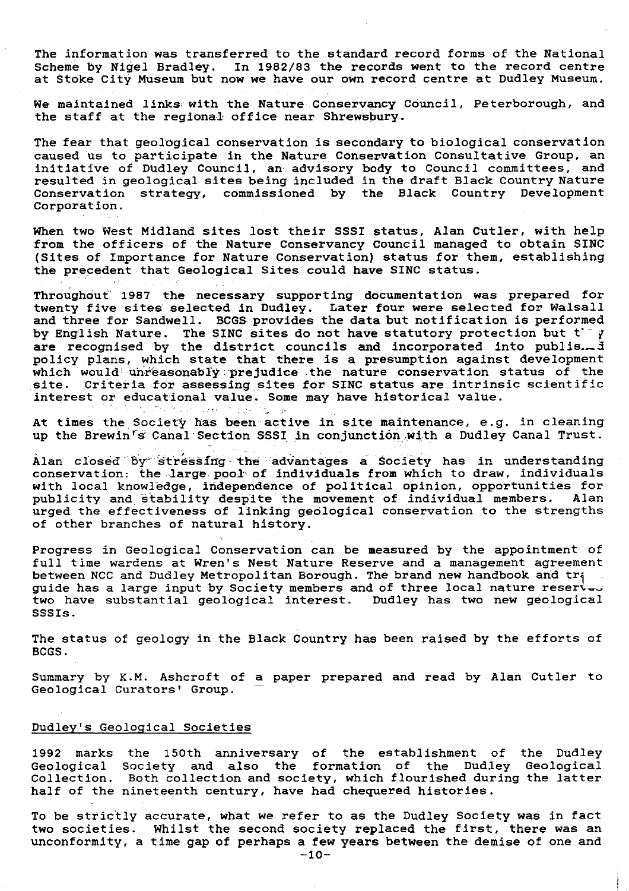The information was transferred to the standard record forms of the National Scheme by Nigel Bradley. In 1982/83 the records went to the record centre at Stoke City Museum but now we have our own record centre at Dudley Museum.

We maintained links with the Nature Conservancy Council, Peterborough, and the staff at the regional office near Shrewsbury.

The fear that geological conservation is secondary to biological conservation caused us to participate in the Nature Conservation Consultative Group, an initiative of Dudley Council, an advisory body to Council committees, and resulted in geological sites being included in the draft Black Country Nature Conservation strategy, commissioned by the Black Country Development Corporation.

When two West Midland sites lost their SSSI status, Alan Cutler, with help from the officers of the Nature Conservancy Council managed to obtain SINC (Sites of Importance for Nature Conservation) status for them, establishing the precedent that Geological Sites could have SINC status.

Throughout 1987 the necessary supporting documentation was prepared for twenty five sites selected in Dudley. Later four were selected for Walsall and three for Sandwell. BCGS provides the data but notification is performed by English Nature. The SINC sites do not have statutory protection but they are recognised by the district councils and incorporated into published policy plans, which state that there is a presumption against development which would unreasonably prejudice the nature conservation status of the site. Criteria for assessing sites for SINC status are intrinsic scientific interest or educational value. Some may have historical value.

At times the Society has been active in site maintenance, e.g. in cleaning up the Brewin's Canal Section SSSI in conjunction with a Dudley Canal Trust.

Alan closed by stressing the advantages a Society has in understanding conservation: the large pool of individuals from which to draw, individuals with local knowledge, independence of political opinion, opportunities for publicity and stability despite the movement of individual members. Alan urged the effectiveness of linking geological conservation to the strengths of other branches of natural history.

Progress in Geological Conservation can be measured by the appointment of full time wardens at Wren's Nest Nature Reserve and a management agreement between NCC and Dudley Metropolitan Borough. The brand new handbook and trail guide has a large input by Society members and of three local nature reserves two have substantial geological interest. Dudley has two new geological SSSIs.

The status of geology in the Black Country has been raised by the efforts of BCGS.

Summary by K.M. Ashcroft of a paper prepared and read by Alan Cutler to Geological Curators' Group.

## Dudley's Geological Societies

1992 marks the 150th anniversary of the establishment of the Dudley Geological Society and also the formation of the Dudley Geological Collection. Both collection and society, which flourished during the latter half of the nineteenth century, have had chequered histories.

To be strictly accurate, what we refer to as the Dudley Society was in fact two societies. Whilst the second society replaced the first, there was an unconformity, a time gap of perhaps a few years between the demise of one and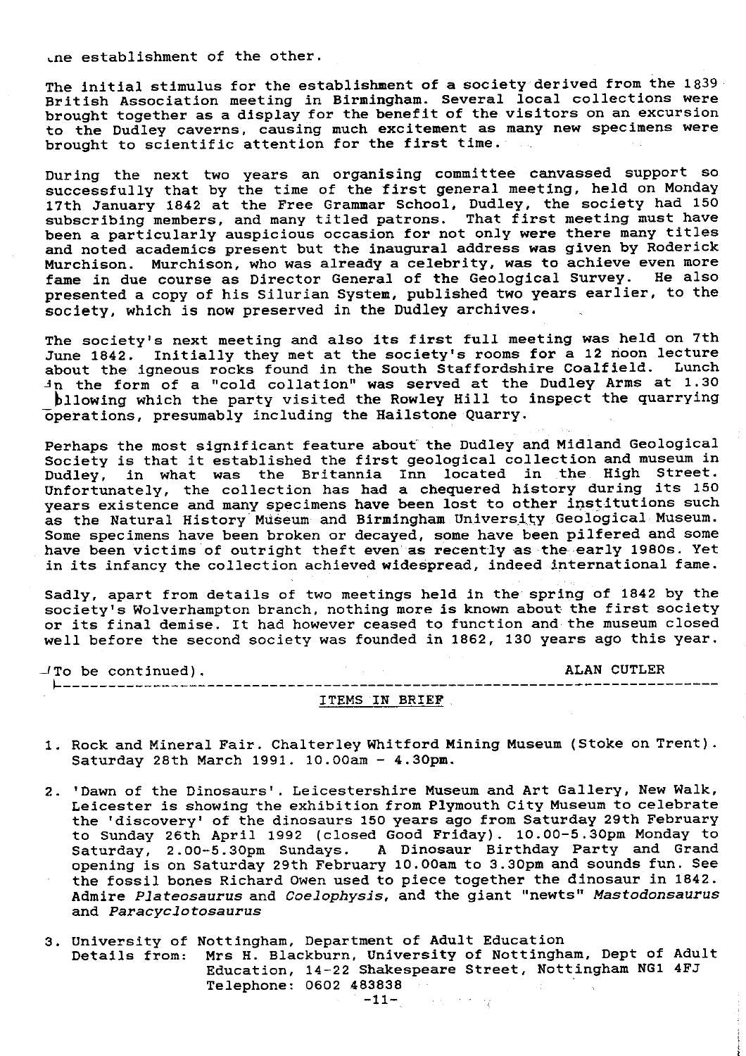the establishment of the other.

The initial stimulus for the establishment of a society derived from the 1839 British Association meeting in Birmingham. Several local collections were brought together as a display for the benefit of the visitors on an excursion to the Dudley caverns, causing much excitement as many new specimens were brought to scientific attention for the first time.

During the next two years an organising committee canvassed support so successfully that by the time of the first general meeting, held on Monday 17th January 1842 at the Free Grammar School, Dudley, the society had 150 subscribing members, and many titled patrons. That first meeting must have been a particularly auspicious occasion for not only were there many titles and noted academics present but the inaugural address was given by Roderick Murchison. Murchison, who was already a celebrity, was to achieve even more fame in due course as Director General of the Geological Survey. He also presented a copy of his *Silurian System*, published two years earlier, to the society, which is now preserved in the Dudley archives.

The society's next meeting and also its first full meeting was held on 7th June 1842. Initially they met at the society's rooms for a 12 noon lecture about the igneous rocks found in the South Staffordshire Coalfield. Lunch in the form of a "cold collation" was served at the Dudley Arms at 1.30 following which the party visited the Rowley Hill to inspect the quarrying operations, presumably including the Hailstone Quarry.

Perhaps the most significant feature about the Dudley and Midland Geological Society is that it established the first geological collection and museum in Dudley, in what was the Britannia Inn located in the High Street. Unfortunately, the collection has had a chequered history during its 150 years existence and many specimens have been lost to other institutions such as the Natural History Museum and Birmingham University Geological Museum. Some specimens have been broken or decayed, some have been pilfered and some have been victims of outright theft even as recently as the early 1980s. Yet in its infancy the collection achieved widespread, indeed international fame.

Sadly, apart from details of two meetings held in the spring of 1842 by the society's Wolverhampton branch, nothing more is known about the first society or its final demise. It had however ceased to function and the museum closed well before the second society was founded in 1862, 130 years ago this year.

(To be continued). ALAN CUTLER

---

## ITEMS IN BRIEF

1. Rock and Mineral Fair. Chalterley Whitford Mining Museum (Stoke on Trent). Saturday 28th March 1991. 10.00am - 4.30pm.

2. 'Dawn of the Dinosaurs'. Leicestershire Museum and Art Gallery, New Walk, Leicester is showing the exhibition from Plymouth City Museum to celebrate the 'discovery' of the dinosaurs 150 years ago from Saturday 29th February to Sunday 26th April 1992 (closed Good Friday). 10.00-5.30pm Monday to Saturday, 2.00-5.30pm Sundays. A Dinosaur Birthday Party and Grand opening is on Saturday 29th February 10.00am to 3.30pm and sounds fun. See the fossil bones Richard Owen used to piece together the dinosaur in 1842. Admire *Plateosaurus* and *Coelophysis*, and the giant "newts" *Mastodonsaurus* and *Paracyclotosaurus*

3. University of Nottingham, Department of Adult Education
   Details from: Mrs H. Blackburn, University of Nottingham, Dept of Adult Education, 14-22 Shakespeare Street, Nottingham NG1 4FJ
   Telephone: 0602 483838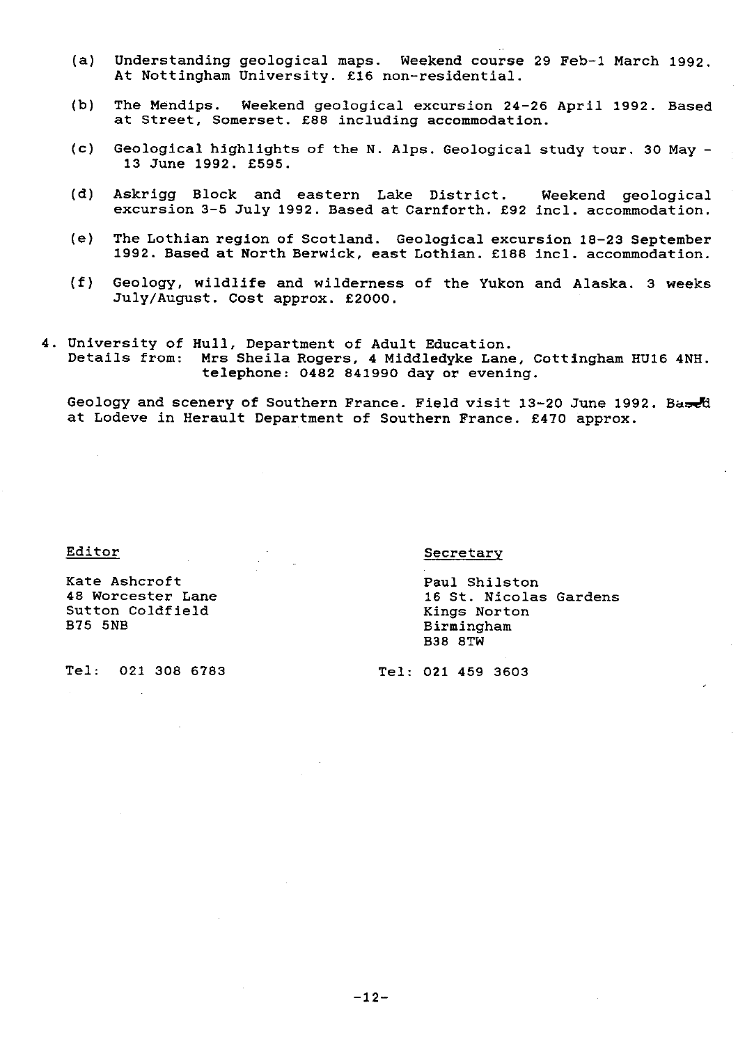(a) Understanding geological maps. Weekend course 29 Feb-1 March 1992. At Nottingham University. £16 non-residential.

(b) The Mendips. Weekend geological excursion 24-26 April 1992. Based at Street, Somerset. £88 including accommodation.

(c) Geological highlights of the N. Alps. Geological study tour. 30 May - 13 June 1992. £595.

(d) Askrigg Block and eastern Lake District. Weekend geological excursion 3-5 July 1992. Based at Carnforth. £92 incl. accommodation.

(e) The Lothian region of Scotland. Geological excursion 18-23 September 1992. Based at North Berwick, east Lothian. £188 incl. accommodation.

(f) Geology, wildlife and wilderness of the Yukon and Alaska. 3 weeks July/August. Cost approx. £2000.

4. University of Hull, Department of Adult Education.
   Details from: Mrs Sheila Rogers, 4 Middledyke Lane, Cottingham HU16 4NH. telephone: 0482 841990 day or evening.

   Geology and scenery of Southern France. Field visit 13-20 June 1992. Based at Lodeve in Herault Department of Southern France. £470 approx.

<u>Editor</u>

Kate Ashcroft
48 Worcester Lane
Sutton Coldfield
B75 5NB

Tel: 021 308 6783

<u>Secretary</u>

Paul Shilston
16 St. Nicolas Gardens
Kings Norton
Birmingham
B38 8TW

Tel: 021 459 3603